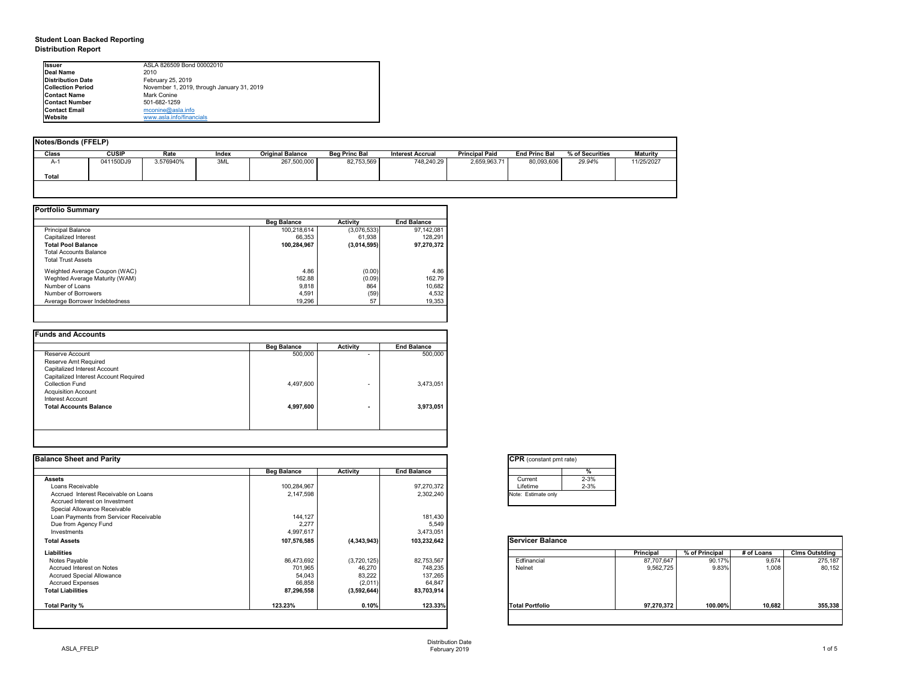**Student Loan Backed Reporting**
**Distribution Report**

| | |
|---|---|
| **Issuer** | ASLA 826509 Bond 00002010 |
| **Deal Name** | 2010 |
| **Distribution Date** | February 25, 2019 |
| **Collection Period** | November 1, 2019, through January 31, 2019 |
| **Contact Name** | Mark Conine |
| **Contact Number** | 501-682-1259 |
| **Contact Email** | mconine@asla.info |
| **Website** | www.asla.info/financials |

## Notes/Bonds (FFELP)

| Class | CUSIP | Rate | Index | Original Balance | Beg Princ Bal | Interest Accrual | Principal Paid | End Princ Bal | % of Securities | Maturity |
|---|---|---|---|---|---|---|---|---|---|---|
| A-1 | 041150DJ9 | 3.576940% | 3ML | 267,500,000 | 82,753,569 | 748,240.29 | 2,659,963.71 | 80,093,606 | *29.94%* | 11/25/2027 |
| **Total** | | | | | | | | | | |

## Portfolio Summary

| | Beg Balance | Activity | End Balance |
|---|---|---|---|
| Principal Balance | 100,218,614 | (3,076,533) | 97,142,081 |
| Capitalized Interest | 66,353 | 61,938 | 128,291 |
| **Total Pool Balance** | **100,284,967** | **(3,014,595)** | **97,270,372** |
| Total Accounts Balance | | | |
| Total Trust Assets | | | |
| Weighted Average Coupon (WAC) | 4.86 | (0.00) | 4.86 |
| Weghted Average Maturity (WAM) | 162.88 | (0.09) | 162.79 |
| Number of Loans | 9,818 | 864 | 10,682 |
| Number of Borrowers | 4,591 | (59) | 4,532 |
| Average Borrower Indebtedness | 19,296 | 57 | 19,353 |

## Funds and Accounts

| | Beg Balance | Activity | End Balance |
|---|---|---|---|
| Reserve Account | 500,000 | - | 500,000 |
| Reserve Amt Required | | | |
| Capitalized Interest Account | | | |
| Capitalized Interest Account Required | | | |
| Collection Fund | 4,497,600 | - | 3,473,051 |
| Acquisition Account | | | |
| Interest Account | | | |
| **Total Accounts Balance** | **4,997,600** | **-** | **3,973,051** |

## Balance Sheet and Parity

| | Beg Balance | Activity | End Balance |
|---|---|---|---|
| **Assets** | | | |
| Loans Receivable | 100,284,967 | | 97,270,372 |
| Accrued Interest Receivable on Loans | 2,147,598 | | 2,302,240 |
| Accrued Interest on Investment | | | |
| Special Allowance Receivable | | | |
| Loan Payments from Servicer Receivable | 144,127 | | 181,430 |
| Due from Agency Fund | 2,277 | | 5,549 |
| Investments | 4,997,617 | | 3,473,051 |
| **Total Assets** | **107,576,585** | **(4,343,943)** | **103,232,642** |
| **Liabilities** | | | |
| Notes Payable | 86,473,692 | (3,720,125) | 82,753,567 |
| Accrued Interest on Notes | 701,965 | 46,270 | 748,235 |
| Accrued Special Allowance | 54,043 | 83,222 | 137,265 |
| Accrued Expenses | 66,858 | (2,011) | 64,847 |
| **Total Liabilities** | **87,296,558** | **(3,592,644)** | **83,703,914** |
| **Total Parity %** | **123.23%** | **0.10%** | **123.33%** |

## CPR (constant pmt rate)

| | % |
|---|---|
| Current | 2-3% |
| Lifetime | 2-3% |

Note: Estimate only

## Servicer Balance

| | Principal | % of Principal | # of Loans | Clms Outstding |
|---|---|---|---|---|
| Edfinancial | 87,707,647 | 90.17% | 9,674 | 275,187 |
| Nelnet | 9,562,725 | 9.83% | 1,008 | 80,152 |
| **Total Portfolio** | **97,270,372** | **100.00%** | **10,682** | **355,338** |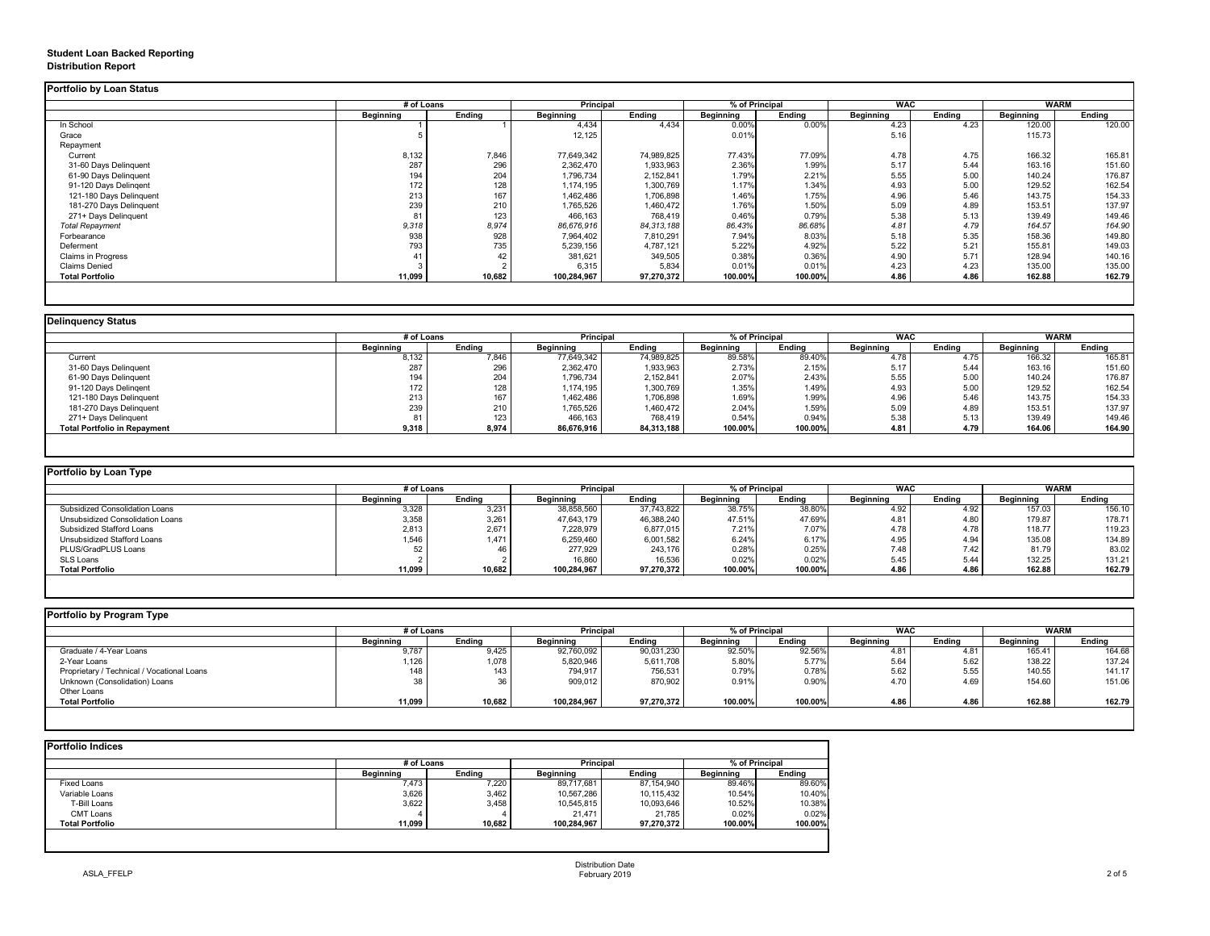**Student Loan Backed Reporting**
**Distribution Report**

### Portfolio by Loan Status

| | # of Loans | | Principal | | % of Principal | | WAC | | WARM | |
|---|---|---|---|---|---|---|---|---|---|---|
| | Beginning | Ending | Beginning | Ending | Beginning | Ending | Beginning | Ending | Beginning | Ending |
| In School | 1 | 1 | 4,434 | 4,434 | 0.00% | 0.00% | 4.23 | 4.23 | 120.00 | 120.00 |
| Grace | 5 | | 12,125 | | 0.01% | | 5.16 | | 115.73 | |
| Repayment | | | | | | | | | | |
| Current | 8,132 | 7,846 | 77,649,342 | 74,989,825 | 77.43% | 77.09% | 4.78 | 4.75 | 166.32 | 165.81 |
| 31-60 Days Delinquent | 287 | 296 | 2,362,470 | 1,933,963 | 2.36% | 1.99% | 5.17 | 5.44 | 163.16 | 151.60 |
| 61-90 Days Delinquent | 194 | 204 | 1,796,734 | 2,152,841 | 1.79% | 2.21% | 5.55 | 5.00 | 140.24 | 176.87 |
| 91-120 Days Delingent | 172 | 128 | 1,174,195 | 1,300,769 | 1.17% | 1.34% | 4.93 | 5.00 | 129.52 | 162.54 |
| 121-180 Days Delinquent | 213 | 167 | 1,462,486 | 1,706,898 | 1.46% | 1.75% | 4.96 | 5.46 | 143.75 | 154.33 |
| 181-270 Days Delinquent | 239 | 210 | 1,765,526 | 1,460,472 | 1.76% | 1.50% | 5.09 | 4.89 | 153.51 | 137.97 |
| 271+ Days Delinquent | 81 | 123 | 466,163 | 768,419 | 0.46% | 0.79% | 5.38 | 5.13 | 139.49 | 149.46 |
| *Total Repayment* | *9,318* | *8,974* | *86,676,916* | *84,313,188* | *86.43%* | *86.68%* | *4.81* | *4.79* | *164.57* | *164.90* |
| Forbearance | 938 | 928 | 7,964,402 | 7,810,291 | 7.94% | 8.03% | 5.18 | 5.35 | 158.36 | 149.80 |
| Deferment | 793 | 735 | 5,239,156 | 4,787,121 | 5.22% | 4.92% | 5.22 | 5.21 | 155.81 | 149.03 |
| Claims in Progress | 41 | 42 | 381,621 | 349,505 | 0.38% | 0.36% | 4.90 | 5.71 | 128.94 | 140.16 |
| Claims Denied | 3 | 2 | 6,315 | 5,834 | 0.01% | 0.01% | 4.23 | 4.23 | 135.00 | 135.00 |
| **Total Portfolio** | **11,099** | **10,682** | **100,284,967** | **97,270,372** | **100.00%** | **100.00%** | **4.86** | **4.86** | **162.88** | **162.79** |

### Delinquency Status

| | # of Loans | | Principal | | % of Principal | | WAC | | WARM | |
|---|---|---|---|---|---|---|---|---|---|---|
| | Beginning | Ending | Beginning | Ending | Beginning | Ending | Beginning | Ending | Beginning | Ending |
| Current | 8,132 | 7,846 | 77,649,342 | 74,989,825 | 89.58% | 89.40% | 4.78 | 4.75 | 166.32 | 165.81 |
| 31-60 Days Delinquent | 287 | 296 | 2,362,470 | 1,933,963 | 2.73% | 2.15% | 5.17 | 5.44 | 163.16 | 151.60 |
| 61-90 Days Delinquent | 194 | 204 | 1,796,734 | 2,152,841 | 2.07% | 2.43% | 5.55 | 5.00 | 140.24 | 176.87 |
| 91-120 Days Delingent | 172 | 128 | 1,174,195 | 1,300,769 | 1.35% | 1.49% | 4.93 | 5.00 | 129.52 | 162.54 |
| 121-180 Days Delinquent | 213 | 167 | 1,462,486 | 1,706,898 | 1.69% | 1.99% | 4.96 | 5.46 | 143.75 | 154.33 |
| 181-270 Days Delinquent | 239 | 210 | 1,765,526 | 1,460,472 | 2.04% | 1.59% | 5.09 | 4.89 | 153.51 | 137.97 |
| 271+ Days Delinquent | 81 | 123 | 466,163 | 768,419 | 0.54% | 0.94% | 5.38 | 5.13 | 139.49 | 149.46 |
| **Total Portfolio in Repayment** | **9,318** | **8,974** | **86,676,916** | **84,313,188** | **100.00%** | **100.00%** | **4.81** | **4.79** | **164.06** | **164.90** |

### Portfolio by Loan Type

| | # of Loans | | Principal | | % of Principal | | WAC | | WARM | |
|---|---|---|---|---|---|---|---|---|---|---|
| | Beginning | Ending | Beginning | Ending | Beginning | Ending | Beginning | Ending | Beginning | Ending |
| Subsidized Consolidation Loans | 3,328 | 3,231 | 38,858,560 | 37,743,822 | 38.75% | 38.80% | 4.92 | 4.92 | 157.03 | 156.10 |
| Unsubsidized Consolidation Loans | 3,358 | 3,261 | 47,643,179 | 46,388,240 | 47.51% | 47.69% | 4.81 | 4.80 | 179.87 | 178.71 |
| Subsidized Stafford Loans | 2,813 | 2,671 | 7,228,979 | 6,877,015 | 7.21% | 7.07% | 4.78 | 4.78 | 118.77 | 119.23 |
| Unsubsidized Stafford Loans | 1,546 | 1,471 | 6,259,460 | 6,001,582 | 6.24% | 6.17% | 4.95 | 4.94 | 135.08 | 134.89 |
| PLUS/GradPLUS Loans | 52 | 46 | 277,929 | 243,176 | 0.28% | 0.25% | 7.48 | 7.42 | 81.79 | 83.02 |
| SLS Loans | 2 | 2 | 16,860 | 16,536 | 0.02% | 0.02% | 5.45 | 5.44 | 132.25 | 131.21 |
| **Total Portfolio** | **11,099** | **10,682** | **100,284,967** | **97,270,372** | **100.00%** | **100.00%** | **4.86** | **4.86** | **162.88** | **162.79** |

### Portfolio by Program Type

| | # of Loans | | Principal | | % of Principal | | WAC | | WARM | |
|---|---|---|---|---|---|---|---|---|---|---|
| | Beginning | Ending | Beginning | Ending | Beginning | Ending | Beginning | Ending | Beginning | Ending |
| Graduate / 4-Year Loans | 9,787 | 9,425 | 92,760,092 | 90,031,230 | 92.50% | 92.56% | 4.81 | 4.81 | 165.41 | 164.68 |
| 2-Year Loans | 1,126 | 1,078 | 5,820,946 | 5,611,708 | 5.80% | 5.77% | 5.64 | 5.62 | 138.22 | 137.24 |
| Proprietary / Technical / Vocational Loans | 148 | 143 | 794,917 | 756,531 | 0.79% | 0.78% | 5.62 | 5.55 | 140.55 | 141.17 |
| Unknown (Consolidation) Loans | 38 | 36 | 909,012 | 870,902 | 0.91% | 0.90% | 4.70 | 4.69 | 154.60 | 151.06 |
| Other Loans | | | | | | | | | | |
| **Total Portfolio** | **11,099** | **10,682** | **100,284,967** | **97,270,372** | **100.00%** | **100.00%** | **4.86** | **4.86** | **162.88** | **162.79** |

### Portfolio Indices

| | # of Loans | | Principal | | % of Principal | |
|---|---|---|---|---|---|---|
| | Beginning | Ending | Beginning | Ending | Beginning | Ending |
| Fixed Loans | 7,473 | 7,220 | 89,717,681 | 87,154,940 | 89.46% | 89.60% |
| Variable Loans | 3,626 | 3,462 | 10,567,286 | 10,115,432 | 10.54% | 10.40% |
| T-Bill Loans | 3,622 | 3,458 | 10,545,815 | 10,093,646 | 10.52% | 10.38% |
| CMT Loans | 4 | 4 | 21,471 | 21,785 | 0.02% | 0.02% |
| **Total Portfolio** | **11,099** | **10,682** | **100,284,967** | **97,270,372** | **100.00%** | **100.00%** |

ASLA_FFELP

Distribution Date
February 2019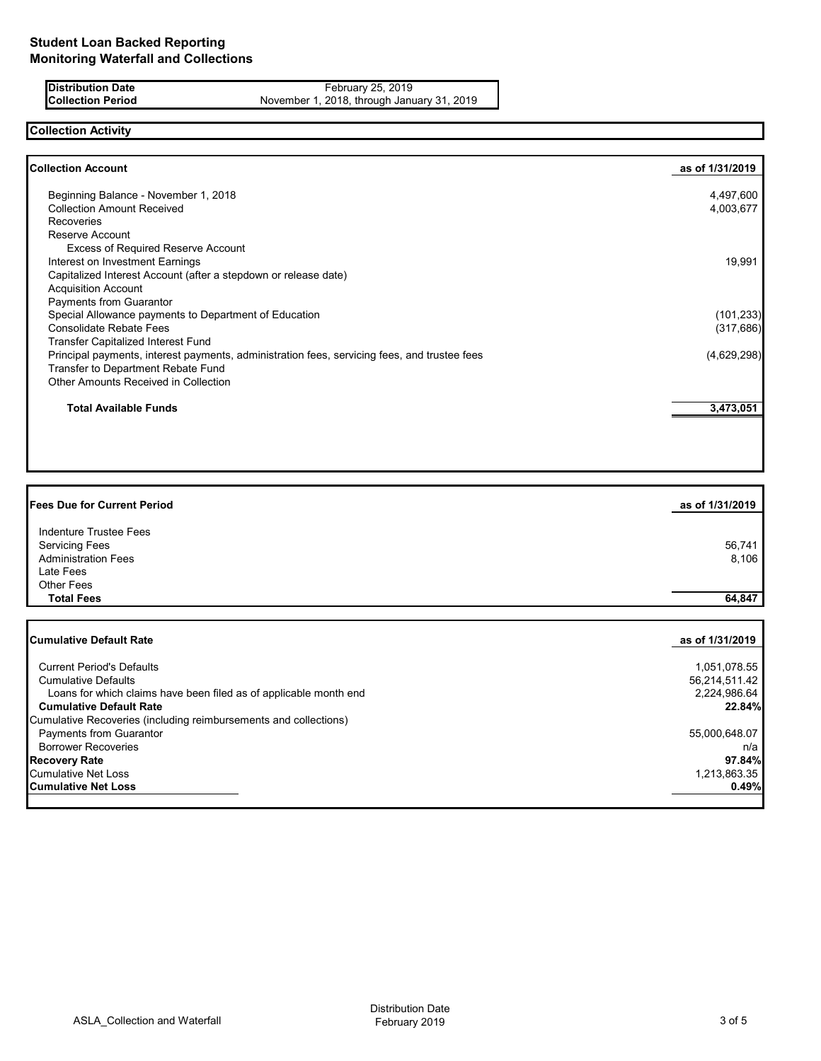# Student Loan Backed Reporting
## Monitoring Waterfall and Collections

| | |
|---|---|
| **Distribution Date** | February 25, 2019 |
| **Collection Period** | November 1, 2018, through January 31, 2019 |

## Collection Activity

| **Collection Account** | **as of 1/31/2019** |
|---|---|
| Beginning Balance - November 1, 2018 | 4,497,600 |
| Collection Amount Received | 4,003,677 |
| Recoveries | |
| Reserve Account | |
| Excess of Required Reserve Account | |
| Interest on Investment Earnings | 19,991 |
| Capitalized Interest Account (after a stepdown or release date) | |
| Acquisition Account | |
| Payments from Guarantor | |
| Special Allowance payments to Department of Education | (101,233) |
| Consolidate Rebate Fees | (317,686) |
| Transfer Capitalized Interest Fund | |
| Principal payments, interest payments, administration fees, servicing fees, and trustee fees | (4,629,298) |
| Transfer to Department Rebate Fund | |
| Other Amounts Received in Collection | |
| **Total Available Funds** | **3,473,051** |

| **Fees Due for Current Period** | **as of 1/31/2019** |
|---|---|
| Indenture Trustee Fees | |
| Servicing Fees | 56,741 |
| Administration Fees | 8,106 |
| Late Fees | |
| Other Fees | |
| **Total Fees** | **64,847** |

| **Cumulative Default Rate** | **as of 1/31/2019** |
|---|---|
| Current Period's Defaults | 1,051,078.55 |
| Cumulative Defaults | 56,214,511.42 |
| Loans for which claims have been filed as of applicable month end | 2,224,986.64 |
| **Cumulative Default Rate** | **22.84%** |
| Cumulative Recoveries (including reimbursements and collections) | |
| Payments from Guarantor | 55,000,648.07 |
| Borrower Recoveries | n/a |
| **Recovery Rate** | **97.84%** |
| Cumulative Net Loss | 1,213,863.35 |
| **Cumulative Net Loss** | **0.49%** |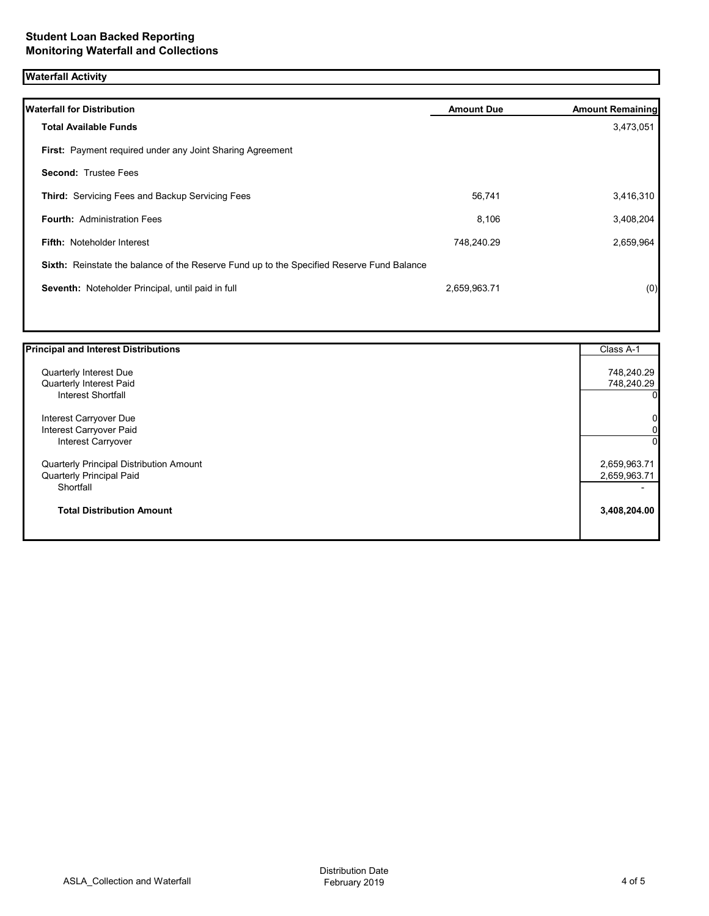**Student Loan Backed Reporting**
**Monitoring Waterfall and Collections**

## Waterfall Activity

| Waterfall for Distribution | Amount Due | Amount Remaining |
|---|---|---|
| **Total Available Funds** | | 3,473,051 |
| **First:** Payment required under any Joint Sharing Agreement | | |
| **Second:** Trustee Fees | | |
| **Third:** Servicing Fees and Backup Servicing Fees | 56,741 | 3,416,310 |
| **Fourth:** Administration Fees | 8,106 | 3,408,204 |
| **Fifth:** Noteholder Interest | 748,240.29 | 2,659,964 |
| **Sixth:** Reinstate the balance of the Reserve Fund up to the Specified Reserve Fund Balance | | |
| **Seventh:** Noteholder Principal, until paid in full | 2,659,963.71 | (0) |

| Principal and Interest Distributions | Class A-1 |
|---|---|
| Quarterly Interest Due | 748,240.29 |
| Quarterly Interest Paid | 748,240.29 |
| Interest Shortfall | 0 |
| Interest Carryover Due | 0 |
| Interest Carryover Paid | 0 |
| Interest Carryover | 0 |
| Quarterly Principal Distribution Amount | 2,659,963.71 |
| Quarterly Principal Paid | 2,659,963.71 |
| Shortfall | - |
| **Total Distribution Amount** | **3,408,204.00** |

ASLA_Collection and Waterfall

Distribution Date February 2019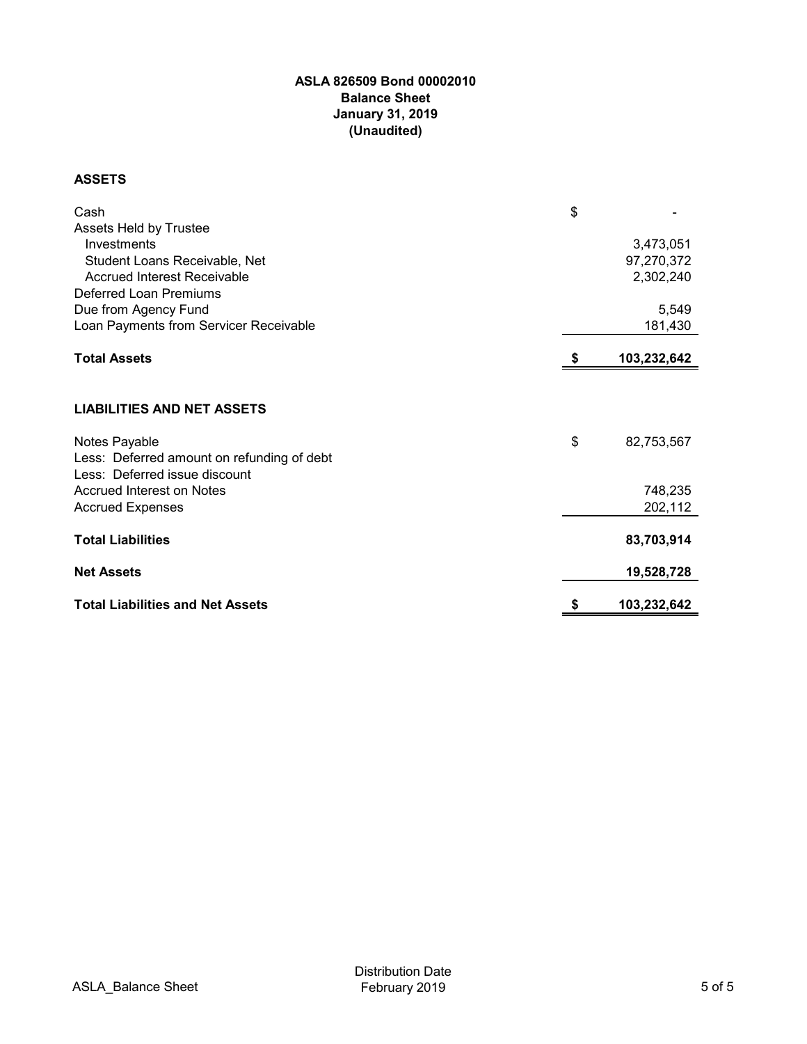**ASLA 826509 Bond 00002010**
**Balance Sheet**
**January 31, 2019**
**(Unaudited)**

**ASSETS**

| | | |
|---|---|---|
| Cash | $ | - |
| Assets Held by Trustee | | |
| Investments | | 3,473,051 |
| Student Loans Receivable, Net | | 97,270,372 |
| Accrued Interest Receivable | | 2,302,240 |
| Deferred Loan Premiums | | |
| Due from Agency Fund | | 5,549 |
| Loan Payments from Servicer Receivable | | 181,430 |
| **Total Assets** | **$** | **103,232,642** |

**LIABILITIES AND NET ASSETS**

| | | |
|---|---|---|
| Notes Payable | $ | 82,753,567 |
| Less: Deferred amount on refunding of debt | | |
| Less: Deferred issue discount | | |
| Accrued Interest on Notes | | 748,235 |
| Accrued Expenses | | 202,112 |
| **Total Liabilities** | | **83,703,914** |
| **Net Assets** | | **19,528,728** |
| **Total Liabilities and Net Assets** | **$** | **103,232,642** |

ASLA_Balance Sheet

Distribution Date
February 2019